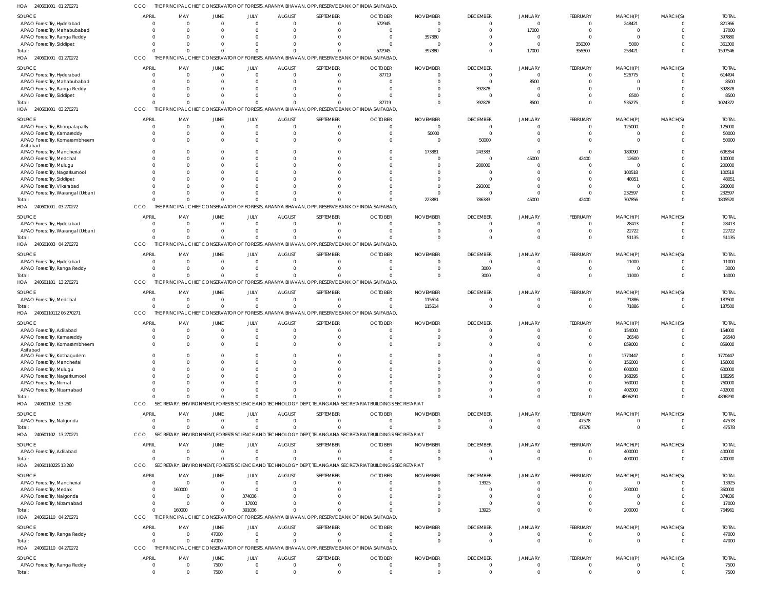HOA 240601001 01 270271 CCO THE PRINCIPAL CHIEF CONSERVATOR OF FORESTS, ARANYA BHAVAN, OPP. RESERVE BANK OF INDIA,SAIFABAD,

| SOURCE | APRIL | MAY | JUNE | JULY | AUGUST | SEPTEMBER | OCTOBER | NOVEMBER | DECEMBER | JANUARY | FEBRUARY | MARCH(P) | MARCH(S) | TOTAL |
|---|---|---|---|---|---|---|---|---|---|---|---|---|---|---|
| APAO Forest Try, Hyderabad | 0 | 0 | 0 | 0 | 0 | 0 | 572945 | 0 | 0 | 0 | 0 | 248421 | 0 | 821366 |
| APAO Forest Try, Mahabubabad | 0 | 0 | 0 | 0 | 0 | 0 | 0 | 0 | 0 | 17000 | 0 | 0 | 0 | 17000 |
| APAO Forest Try, Ranga Reddy | 0 | 0 | 0 | 0 | 0 | 0 | 0 | 397880 | 0 | 0 | 0 | 0 | 0 | 397880 |
| APAO Forest Try, Siddipet | 0 | 0 | 0 | 0 | 0 | 0 | 0 | 0 | 0 | 0 | 356300 | 5000 | 0 | 361300 |
| Total: | 0 | 0 | 0 | 0 | 0 | 0 | 572945 | 397880 | 0 | 17000 | 356300 | 253421 | 0 | 1597546 |

HOA 240601001 01 270272 CCO THE PRINCIPAL CHIEF CONSERVATOR OF FORESTS, ARANYA BHAVAN, OPP. RESERVE BANK OF INDIA,SAIFABAD,

| SOURCE | APRIL | MAY | JUNE | JULY | AUGUST | SEPTEMBER | OCTOBER | NOVEMBER | DECEMBER | JANUARY | FEBRUARY | MARCH(P) | MARCH(S) | TOTAL |
|---|---|---|---|---|---|---|---|---|---|---|---|---|---|---|
| APAO Forest Try, Hyderabad | 0 | 0 | 0 | 0 | 0 | 0 | 87719 | 0 | 0 | 0 | 0 | 526775 | 0 | 614494 |
| APAO Forest Try, Mahabubabad | 0 | 0 | 0 | 0 | 0 | 0 | 0 | 0 | 0 | 8500 | 0 | 0 | 0 | 8500 |
| APAO Forest Try, Ranga Reddy | 0 | 0 | 0 | 0 | 0 | 0 | 0 | 0 | 392878 | 0 | 0 | 0 | 0 | 392878 |
| APAO Forest Try, Siddipet | 0 | 0 | 0 | 0 | 0 | 0 | 0 | 0 | 0 | 0 | 0 | 8500 | 0 | 8500 |
| Total: | 0 | 0 | 0 | 0 | 0 | 0 | 87719 | 0 | 392878 | 8500 | 0 | 535275 | 0 | 1024372 |

HOA 240601001 03 270271 CCO THE PRINCIPAL CHIEF CONSERVATOR OF FORESTS, ARANYA BHAVAN, OPP. RESERVE BANK OF INDIA,SAIFABAD,

| SOURCE | APRIL | MAY | JUNE | JULY | AUGUST | SEPTEMBER | OCTOBER | NOVEMBER | DECEMBER | JANUARY | FEBRUARY | MARCH(P) | MARCH(S) | TOTAL |
|---|---|---|---|---|---|---|---|---|---|---|---|---|---|---|
| APAO Forest Try, Bhoopalapally | 0 | 0 | 0 | 0 | 0 | 0 | 0 | 0 | 0 | 0 | 0 | 125000 | 0 | 125000 |
| APAO Forest Try, Kamareddy | 0 | 0 | 0 | 0 | 0 | 0 | 0 | 50000 | 0 | 0 | 0 | 0 | 0 | 50000 |
| APAO Forest Try, Komarambheem Asifabad | 0 | 0 | 0 | 0 | 0 | 0 | 0 | 0 | 50000 | 0 | 0 | 0 | 0 | 50000 |
| APAO Forest Try, Mancherial | 0 | 0 | 0 | 0 | 0 | 0 | 0 | 173881 | 243383 | 0 | 0 | 189090 | 0 | 606354 |
| APAO Forest Try, Medchal | 0 | 0 | 0 | 0 | 0 | 0 | 0 | 0 | 0 | 45000 | 42400 | 12600 | 0 | 100000 |
| APAO Forest Try, Mulugu | 0 | 0 | 0 | 0 | 0 | 0 | 0 | 0 | 200000 | 0 | 0 | 0 | 0 | 200000 |
| APAO Forest Try, Nagarkurnool | 0 | 0 | 0 | 0 | 0 | 0 | 0 | 0 | 0 | 0 | 0 | 100518 | 0 | 100518 |
| APAO Forest Try, Siddipet | 0 | 0 | 0 | 0 | 0 | 0 | 0 | 0 | 0 | 0 | 0 | 48051 | 0 | 48051 |
| APAO Forest Try, Vikarabad | 0 | 0 | 0 | 0 | 0 | 0 | 0 | 0 | 293000 | 0 | 0 | 0 | 0 | 293000 |
| APAO Forest Try, Warangal (Urban) | 0 | 0 | 0 | 0 | 0 | 0 | 0 | 0 | 0 | 0 | 0 | 232597 | 0 | 232597 |
| Total: | 0 | 0 | 0 | 0 | 0 | 0 | 0 | 223881 | 786383 | 45000 | 42400 | 707856 | 0 | 1805520 |

HOA 240601001 03 270272 CCO THE PRINCIPAL CHIEF CONSERVATOR OF FORESTS, ARANYA BHAVAN, OPP. RESERVE BANK OF INDIA,SAIFABAD,

| SOURCE | APRIL | MAY | JUNE | JULY | AUGUST | SEPTEMBER | OCTOBER | NOVEMBER | DECEMBER | JANUARY | FEBRUARY | MARCH(P) | MARCH(S) | TOTAL |
|---|---|---|---|---|---|---|---|---|---|---|---|---|---|---|
| APAO Forest Try, Hyderabad | 0 | 0 | 0 | 0 | 0 | 0 | 0 | 0 | 0 | 0 | 0 | 28413 | 0 | 28413 |
| APAO Forest Try, Warangal (Urban) | 0 | 0 | 0 | 0 | 0 | 0 | 0 | 0 | 0 | 0 | 0 | 22722 | 0 | 22722 |
| Total: | 0 | 0 | 0 | 0 | 0 | 0 | 0 | 0 | 0 | 0 | 0 | 51135 | 0 | 51135 |

HOA 240601003 04 270272 CCO THE PRINCIPAL CHIEF CONSERVATOR OF FORESTS, ARANYA BHAVAN, OPP. RESERVE BANK OF INDIA,SAIFABAD,

| SOURCE | APRIL | MAY | JUNE | JULY | AUGUST | SEPTEMBER | OCTOBER | NOVEMBER | DECEMBER | JANUARY | FEBRUARY | MARCH(P) | MARCH(S) | TOTAL |
|---|---|---|---|---|---|---|---|---|---|---|---|---|---|---|
| APAO Forest Try, Hyderabad | 0 | 0 | 0 | 0 | 0 | 0 | 0 | 0 | 0 | 0 | 0 | 11000 | 0 | 11000 |
| APAO Forest Try, Ranga Reddy | 0 | 0 | 0 | 0 | 0 | 0 | 0 | 0 | 3000 | 0 | 0 | 0 | 0 | 3000 |
| Total: | 0 | 0 | 0 | 0 | 0 | 0 | 0 | 0 | 3000 | 0 | 0 | 11000 | 0 | 14000 |

HOA 240601101 13 270271 CCO THE PRINCIPAL CHIEF CONSERVATOR OF FORESTS, ARANYA BHAVAN, OPP. RESERVE BANK OF INDIA,SAIFABAD,

| SOURCE | APRIL | MAY | JUNE | JULY | AUGUST | SEPTEMBER | OCTOBER | NOVEMBER | DECEMBER | JANUARY | FEBRUARY | MARCH(P) | MARCH(S) | TOTAL |
|---|---|---|---|---|---|---|---|---|---|---|---|---|---|---|
| APAO Forest Try, Medchal | 0 | 0 | 0 | 0 | 0 | 0 | 0 | 115614 | 0 | 0 | 0 | 71886 | 0 | 187500 |
| Total: | 0 | 0 | 0 | 0 | 0 | 0 | 0 | 115614 | 0 | 0 | 0 | 71886 | 0 | 187500 |

HOA 24060110112 06 270271 CCO THE PRINCIPAL CHIEF CONSERVATOR OF FORESTS, ARANYA BHAVAN, OPP. RESERVE BANK OF INDIA,SAIFABAD,

| SOURCE | APRIL | MAY | JUNE | JULY | AUGUST | SEPTEMBER | OCTOBER | NOVEMBER | DECEMBER | JANUARY | FEBRUARY | MARCH(P) | MARCH(S) | TOTAL |
|---|---|---|---|---|---|---|---|---|---|---|---|---|---|---|
| APAO Forest Try, Adilabad | 0 | 0 | 0 | 0 | 0 | 0 | 0 | 0 | 0 | 0 | 0 | 154000 | 0 | 154000 |
| APAO Forest Try, Kamareddy | 0 | 0 | 0 | 0 | 0 | 0 | 0 | 0 | 0 | 0 | 0 | 26548 | 0 | 26548 |
| APAO Forest Try, Komarambheem Asifabad | 0 | 0 | 0 | 0 | 0 | 0 | 0 | 0 | 0 | 0 | 0 | 859000 | 0 | 859000 |
| APAO Forest Try, Kothagudem | 0 | 0 | 0 | 0 | 0 | 0 | 0 | 0 | 0 | 0 | 0 | 1770447 | 0 | 1770447 |
| APAO Forest Try, Mancherial | 0 | 0 | 0 | 0 | 0 | 0 | 0 | 0 | 0 | 0 | 0 | 156000 | 0 | 156000 |
| APAO Forest Try, Mulugu | 0 | 0 | 0 | 0 | 0 | 0 | 0 | 0 | 0 | 0 | 0 | 600000 | 0 | 600000 |
| APAO Forest Try, Nagarkurnool | 0 | 0 | 0 | 0 | 0 | 0 | 0 | 0 | 0 | 0 | 0 | 168295 | 0 | 168295 |
| APAO Forest Try, Nirmal | 0 | 0 | 0 | 0 | 0 | 0 | 0 | 0 | 0 | 0 | 0 | 760000 | 0 | 760000 |
| APAO Forest Try, Nizamabad | 0 | 0 | 0 | 0 | 0 | 0 | 0 | 0 | 0 | 0 | 0 | 402000 | 0 | 402000 |
| Total: | 0 | 0 | 0 | 0 | 0 | 0 | 0 | 0 | 0 | 0 | 0 | 4896290 | 0 | 4896290 |

HOA 240601102 13 260 CCO SECRETARY, ENVIRONMENT, FORESTS SCIENCE AND TECHNOLOGY DEPT, TELANGANA SECRETARIAT BUILDINGS SECRETARIAT

| SOURCE | APRIL | MAY | JUNE | JULY | AUGUST | SEPTEMBER | OCTOBER | NOVEMBER | DECEMBER | JANUARY | FEBRUARY | MARCH(P) | MARCH(S) | TOTAL |
|---|---|---|---|---|---|---|---|---|---|---|---|---|---|---|
| APAO Forest Try, Nalgonda | 0 | 0 | 0 | 0 | 0 | 0 | 0 | 0 | 0 | 0 | 47578 | 0 | 0 | 47578 |
| Total: | 0 | 0 | 0 | 0 | 0 | 0 | 0 | 0 | 0 | 0 | 47578 | 0 | 0 | 47578 |

HOA 240601102 13 270271 CCO SECRETARY, ENVIRONMENT, FORESTS SCIENCE AND TECHNOLOGY DEPT, TELANGANA SECRETARIAT BUILDINGS SECRETARIAT

| SOURCE | APRIL | MAY | JUNE | JULY | AUGUST | SEPTEMBER | OCTOBER | NOVEMBER | DECEMBER | JANUARY | FEBRUARY | MARCH(P) | MARCH(S) | TOTAL |
|---|---|---|---|---|---|---|---|---|---|---|---|---|---|---|
| APAO Forest Try, Adilabad | 0 | 0 | 0 | 0 | 0 | 0 | 0 | 0 | 0 | 0 | 0 | 400000 | 0 | 400000 |
| Total: | 0 | 0 | 0 | 0 | 0 | 0 | 0 | 0 | 0 | 0 | 0 | 400000 | 0 | 400000 |

HOA 24060110225 13 260 CCO SECRETARY, ENVIRONMENT, FORESTS SCIENCE AND TECHNOLOGY DEPT, TELANGANA SECRETARIAT BUILDINGS SECRETARIAT

| SOURCE | APRIL | MAY | JUNE | JULY | AUGUST | SEPTEMBER | OCTOBER | NOVEMBER | DECEMBER | JANUARY | FEBRUARY | MARCH(P) | MARCH(S) | TOTAL |
|---|---|---|---|---|---|---|---|---|---|---|---|---|---|---|
| APAO Forest Try, Mancherial | 0 | 0 | 0 | 0 | 0 | 0 | 0 | 0 | 13925 | 0 | 0 | 0 | 0 | 13925 |
| APAO Forest Try, Medak | 0 | 160000 | 0 | 0 | 0 | 0 | 0 | 0 | 0 | 0 | 0 | 200000 | 0 | 360000 |
| APAO Forest Try, Nalgonda | 0 | 0 | 0 | 374036 | 0 | 0 | 0 | 0 | 0 | 0 | 0 | 0 | 0 | 374036 |
| APAO Forest Try, Nizamabad | 0 | 0 | 0 | 17000 | 0 | 0 | 0 | 0 | 0 | 0 | 0 | 0 | 0 | 17000 |
| Total: | 0 | 160000 | 0 | 391036 | 0 | 0 | 0 | 0 | 13925 | 0 | 0 | 200000 | 0 | 764961 |

HOA 240602110 04 270271 CCO THE PRINCIPAL CHIEF CONSERVATOR OF FORESTS, ARANYA BHAVAN, OPP. RESERVE BANK OF INDIA,SAIFABAD,

| SOURCE | APRIL | MAY | JUNE | JULY | AUGUST | SEPTEMBER | OCTOBER | NOVEMBER | DECEMBER | JANUARY | FEBRUARY | MARCH(P) | MARCH(S) | TOTAL |
|---|---|---|---|---|---|---|---|---|---|---|---|---|---|---|
| APAO Forest Try, Ranga Reddy | 0 | 0 | 47000 | 0 | 0 | 0 | 0 | 0 | 0 | 0 | 0 | 0 | 0 | 47000 |
| Total: | 0 | 0 | 47000 | 0 | 0 | 0 | 0 | 0 | 0 | 0 | 0 | 0 | 0 | 47000 |

HOA 240602110 04 270272 CCO THE PRINCIPAL CHIEF CONSERVATOR OF FORESTS, ARANYA BHAVAN, OPP. RESERVE BANK OF INDIA,SAIFABAD,

| SOURCE | APRIL | MAY | JUNE | JULY | AUGUST | SEPTEMBER | OCTOBER | NOVEMBER | DECEMBER | JANUARY | FEBRUARY | MARCH(P) | MARCH(S) | TOTAL |
|---|---|---|---|---|---|---|---|---|---|---|---|---|---|---|
| APAO Forest Try, Ranga Reddy | 0 | 0 | 7500 | 0 | 0 | 0 | 0 | 0 | 0 | 0 | 0 | 0 | 0 | 7500 |
| Total: | 0 | 0 | 7500 | 0 | 0 | 0 | 0 | 0 | 0 | 0 | 0 | 0 | 0 | 7500 |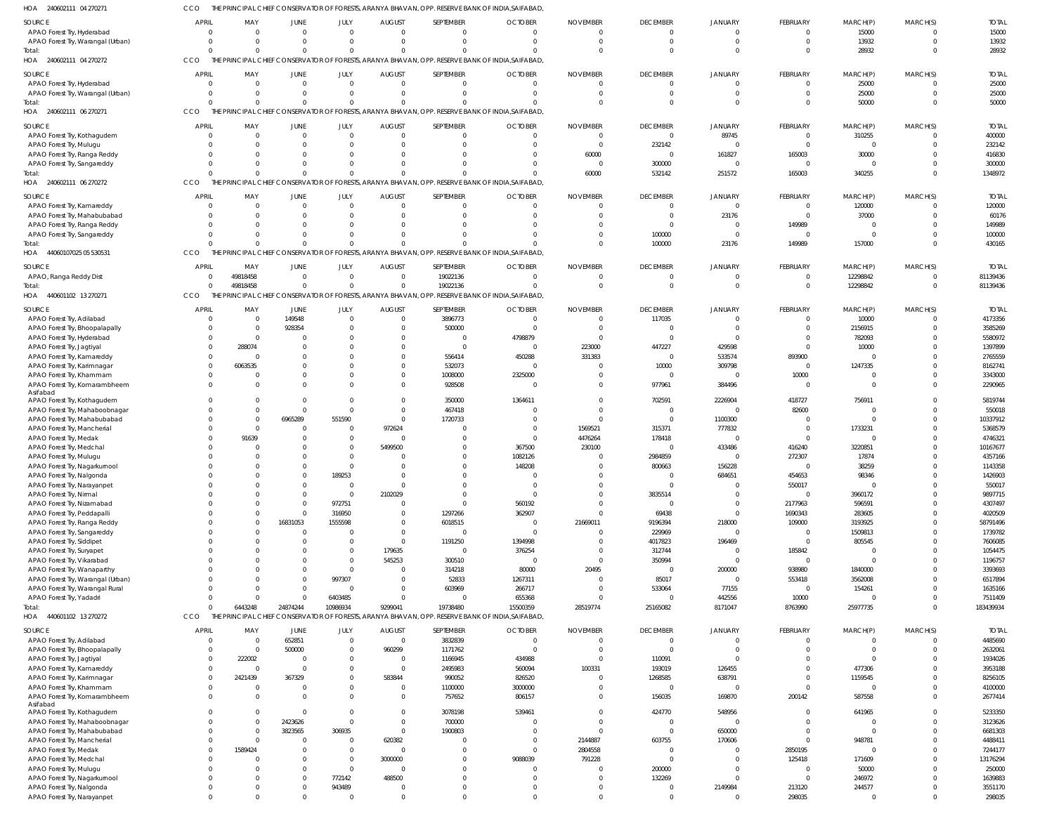HOA 240602111 04 270271 CCO THE PRINCIPAL CHIEF CONSERVATOR OF FORESTS, ARANYA BHAVAN, OPP. RESERVE BANK OF INDIA,SAIFABAD,

| SOURCE | APRIL | MAY | JUNE | JULY | AUGUST | SEPTEMBER | OCTOBER | NOVEMBER | DECEMBER | JANUARY | FEBRUARY | MARCH(P) | MARCH(S) | TOTAL |
|---|---|---|---|---|---|---|---|---|---|---|---|---|---|---|
| APAO Forest Try, Hyderabad | 0 | 0 | 0 | 0 | 0 | 0 | 0 | 0 | 0 | 0 | 0 | 15000 | 0 | 15000 |
| APAO Forest Try, Warangal (Urban) | 0 | 0 | 0 | 0 | 0 | 0 | 0 | 0 | 0 | 0 | 0 | 13932 | 0 | 13932 |
| Total: | 0 | 0 | 0 | 0 | 0 | 0 | 0 | 0 | 0 | 0 | 0 | 28932 | 0 | 28932 |

HOA 240602111 04 270272 CCO THE PRINCIPAL CHIEF CONSERVATOR OF FORESTS, ARANYA BHAVAN, OPP. RESERVE BANK OF INDIA,SAIFABAD,

| SOURCE | APRIL | MAY | JUNE | JULY | AUGUST | SEPTEMBER | OCTOBER | NOVEMBER | DECEMBER | JANUARY | FEBRUARY | MARCH(P) | MARCH(S) | TOTAL |
|---|---|---|---|---|---|---|---|---|---|---|---|---|---|---|
| APAO Forest Try, Hyderabad | 0 | 0 | 0 | 0 | 0 | 0 | 0 | 0 | 0 | 0 | 0 | 25000 | 0 | 25000 |
| APAO Forest Try, Warangal (Urban) | 0 | 0 | 0 | 0 | 0 | 0 | 0 | 0 | 0 | 0 | 0 | 25000 | 0 | 25000 |
| Total: | 0 | 0 | 0 | 0 | 0 | 0 | 0 | 0 | 0 | 0 | 0 | 50000 | 0 | 50000 |

HOA 240602111 06 270271 CCO THE PRINCIPAL CHIEF CONSERVATOR OF FORESTS, ARANYA BHAVAN, OPP. RESERVE BANK OF INDIA,SAIFABAD,

| SOURCE | APRIL | MAY | JUNE | JULY | AUGUST | SEPTEMBER | OCTOBER | NOVEMBER | DECEMBER | JANUARY | FEBRUARY | MARCH(P) | MARCH(S) | TOTAL |
|---|---|---|---|---|---|---|---|---|---|---|---|---|---|---|
| APAO Forest Try, Kothagudem | 0 | 0 | 0 | 0 | 0 | 0 | 0 | 0 | 0 | 89745 | 0 | 310255 | 0 | 400000 |
| APAO Forest Try, Mulugu | 0 | 0 | 0 | 0 | 0 | 0 | 0 | 0 | 232142 | 0 | 0 | 0 | 0 | 232142 |
| APAO Forest Try, Ranga Reddy | 0 | 0 | 0 | 0 | 0 | 0 | 0 | 60000 | 0 | 161827 | 165003 | 30000 | 0 | 416830 |
| APAO Forest Try, Sangareddy | 0 | 0 | 0 | 0 | 0 | 0 | 0 | 0 | 300000 | 0 | 0 | 0 | 0 | 300000 |
| Total: | 0 | 0 | 0 | 0 | 0 | 0 | 0 | 60000 | 532142 | 251572 | 165003 | 340255 | 0 | 1348972 |

HOA 240602111 06 270272 CCO THE PRINCIPAL CHIEF CONSERVATOR OF FORESTS, ARANYA BHAVAN, OPP. RESERVE BANK OF INDIA,SAIFABAD,

| SOURCE | APRIL | MAY | JUNE | JULY | AUGUST | SEPTEMBER | OCTOBER | NOVEMBER | DECEMBER | JANUARY | FEBRUARY | MARCH(P) | MARCH(S) | TOTAL |
|---|---|---|---|---|---|---|---|---|---|---|---|---|---|---|
| APAO Forest Try, Kamareddy | 0 | 0 | 0 | 0 | 0 | 0 | 0 | 0 | 0 | 0 | 0 | 120000 | 0 | 120000 |
| APAO Forest Try, Mahabubabad | 0 | 0 | 0 | 0 | 0 | 0 | 0 | 0 | 0 | 23176 | 0 | 37000 | 0 | 60176 |
| APAO Forest Try, Ranga Reddy | 0 | 0 | 0 | 0 | 0 | 0 | 0 | 0 | 0 | 0 | 149989 | 0 | 0 | 149989 |
| APAO Forest Try, Sangareddy | 0 | 0 | 0 | 0 | 0 | 0 | 0 | 0 | 100000 | 0 | 0 | 0 | 0 | 100000 |
| Total: | 0 | 0 | 0 | 0 | 0 | 0 | 0 | 0 | 100000 | 23176 | 149989 | 157000 | 0 | 430165 |

HOA 440601070250 5 530531 CCO THE PRINCIPAL CHIEF CONSERVATOR OF FORESTS, ARANYA BHAVAN, OPP. RESERVE BANK OF INDIA,SAIFABAD,

| SOURCE | APRIL | MAY | JUNE | JULY | AUGUST | SEPTEMBER | OCTOBER | NOVEMBER | DECEMBER | JANUARY | FEBRUARY | MARCH(P) | MARCH(S) | TOTAL |
|---|---|---|---|---|---|---|---|---|---|---|---|---|---|---|
| APAO, Ranga Reddy Dist | 0 | 49818458 | 0 | 0 | 0 | 19022136 | 0 | 0 | 0 | 0 | 0 | 12298842 | 0 | 81139436 |
| Total: | 0 | 49818458 | 0 | 0 | 0 | 19022136 | 0 | 0 | 0 | 0 | 0 | 12298842 | 0 | 81139436 |

HOA 440601102 13 270271 CCO THE PRINCIPAL CHIEF CONSERVATOR OF FORESTS, ARANYA BHAVAN, OPP. RESERVE BANK OF INDIA,SAIFABAD,

| SOURCE | APRIL | MAY | JUNE | JULY | AUGUST | SEPTEMBER | OCTOBER | NOVEMBER | DECEMBER | JANUARY | FEBRUARY | MARCH(P) | MARCH(S) | TOTAL |
|---|---|---|---|---|---|---|---|---|---|---|---|---|---|---|
| APAO Forest Try, Adilabad | 0 | 0 | 149548 | 0 | 0 | 3896773 | 0 | 0 | 117035 | 0 | 0 | 10000 | 0 | 4173356 |
| APAO Forest Try, Bhoopalapally | 0 | 0 | 928354 | 0 | 0 | 500000 | 0 | 0 | 0 | 0 | 0 | 2156915 | 0 | 3585269 |
| APAO Forest Try, Hyderabad | 0 | 0 | 0 | 0 | 0 | 0 | 4798879 | 0 | 0 | 0 | 0 | 782093 | 0 | 5580972 |
| APAO Forest Try, Jagtiyal | 0 | 288074 | 0 | 0 | 0 | 0 | 0 | 223000 | 447227 | 429598 | 0 | 10000 | 0 | 1397899 |
| APAO Forest Try, Kamareddy | 0 | 0 | 0 | 0 | 0 | 556414 | 450288 | 331383 | 0 | 533574 | 893900 | 0 | 0 | 2765559 |
| APAO Forest Try, Karimnagar | 0 | 6063535 | 0 | 0 | 0 | 532073 | 0 | 0 | 10000 | 309798 | 0 | 1247335 | 0 | 8162741 |
| APAO Forest Try, Khammam | 0 | 0 | 0 | 0 | 0 | 1008000 | 2325000 | 0 | 0 | 0 | 10000 | 0 | 0 | 3343000 |
| APAO Forest Try, Komarambheem Asifabad | 0 | 0 | 0 | 0 | 0 | 928508 | 0 | 0 | 977961 | 384496 | 0 | 0 | 0 | 2290965 |
| APAO Forest Try, Kothagudem | 0 | 0 | 0 | 0 | 0 | 350000 | 1364611 | 0 | 702591 | 2226904 | 418727 | 756911 | 0 | 5819744 |
| APAO Forest Try, Mahaboobnagar | 0 | 0 | 0 | 0 | 0 | 467418 | 0 | 0 | 0 | 0 | 82600 | 0 | 0 | 550018 |
| APAO Forest Try, Mahabubabad | 0 | 0 | 6965289 | 551590 | 0 | 1720733 | 0 | 0 | 0 | 1100300 | 0 | 0 | 0 | 10337912 |
| APAO Forest Try, Mancherial | 0 | 0 | 0 | 0 | 972624 | 0 | 0 | 1569521 | 315371 | 777832 | 0 | 1733231 | 0 | 5368579 |
| APAO Forest Try, Medak | 0 | 91639 | 0 | 0 | 0 | 0 | 0 | 4476264 | 178418 | 0 | 0 | 0 | 0 | 4746321 |
| APAO Forest Try, Medchal | 0 | 0 | 0 | 0 | 5499500 | 0 | 367500 | 230100 | 0 | 433486 | 416240 | 3220851 | 0 | 10167677 |
| APAO Forest Try, Mulugu | 0 | 0 | 0 | 0 | 0 | 0 | 1082126 | 0 | 2984859 | 0 | 272307 | 17874 | 0 | 4357166 |
| APAO Forest Try, Nagarkurnool | 0 | 0 | 0 | 0 | 0 | 0 | 148208 | 0 | 800663 | 156228 | 0 | 38259 | 0 | 1143358 |
| APAO Forest Try, Nalgonda | 0 | 0 | 0 | 189253 | 0 | 0 | 0 | 0 | 0 | 684651 | 454653 | 98346 | 0 | 1426903 |
| APAO Forest Try, Narayanpet | 0 | 0 | 0 | 0 | 0 | 0 | 0 | 0 | 0 | 0 | 550017 | 0 | 0 | 550017 |
| APAO Forest Try, Nirmal | 0 | 0 | 0 | 0 | 2102029 | 0 | 0 | 0 | 3835514 | 0 | 0 | 3960172 | 0 | 9897715 |
| APAO Forest Try, Nizamabad | 0 | 0 | 0 | 972751 | 0 | 0 | 560192 | 0 | 0 | 0 | 2177963 | 596591 | 0 | 4307497 |
| APAO Forest Try, Peddapalli | 0 | 0 | 0 | 316950 | 0 | 1297266 | 362907 | 0 | 69438 | 0 | 1690343 | 283605 | 0 | 4020509 |
| APAO Forest Try, Ranga Reddy | 0 | 0 | 16831053 | 1555598 | 0 | 6018515 | 0 | 21669011 | 9196394 | 218000 | 109000 | 3193925 | 0 | 58791496 |
| APAO Forest Try, Sangareddy | 0 | 0 | 0 | 0 | 0 | 0 | 0 | 0 | 229969 | 0 | 0 | 1509813 | 0 | 1739782 |
| APAO Forest Try, Siddipet | 0 | 0 | 0 | 0 | 0 | 1191250 | 1394998 | 0 | 4017823 | 196469 | 0 | 805545 | 0 | 7606085 |
| APAO Forest Try, Suryapet | 0 | 0 | 0 | 0 | 179635 | 0 | 376254 | 0 | 312744 | 0 | 185842 | 0 | 0 | 1054475 |
| APAO Forest Try, Vikarabad | 0 | 0 | 0 | 0 | 545253 | 300510 | 0 | 0 | 350994 | 0 | 0 | 0 | 0 | 1196757 |
| APAO Forest Try, Wanaparthy | 0 | 0 | 0 | 0 | 0 | 314218 | 80000 | 20495 | 0 | 200000 | 938980 | 1840000 | 0 | 3393693 |
| APAO Forest Try, Warangal (Urban) | 0 | 0 | 0 | 997307 | 0 | 52833 | 1267311 | 0 | 85017 | 0 | 553418 | 3562008 | 0 | 6517894 |
| APAO Forest Try, Warangal Rural | 0 | 0 | 0 | 0 | 0 | 603969 | 266717 | 0 | 533064 | 77155 | 0 | 154261 | 0 | 1635166 |
| APAO Forest Try, Yadadri | 0 | 0 | 0 | 6403485 | 0 | 0 | 655368 | 0 | 0 | 442556 | 10000 | 0 | 0 | 7511409 |
| Total: | 0 | 6443248 | 24874244 | 10986934 | 9299041 | 19738480 | 15500359 | 28519774 | 25165082 | 8171047 | 8763990 | 25977735 | 0 | 183439934 |

HOA 440601102 13 270272 CCO THE PRINCIPAL CHIEF CONSERVATOR OF FORESTS, ARANYA BHAVAN, OPP. RESERVE BANK OF INDIA,SAIFABAD,

| SOURCE | APRIL | MAY | JUNE | JULY | AUGUST | SEPTEMBER | OCTOBER | NOVEMBER | DECEMBER | JANUARY | FEBRUARY | MARCH(P) | MARCH(S) | TOTAL |
|---|---|---|---|---|---|---|---|---|---|---|---|---|---|---|
| APAO Forest Try, Adilabad | 0 | 0 | 652851 | 0 | 0 | 3832839 | 0 | 0 | 0 | 0 | 0 | 0 | 0 | 4485690 |
| APAO Forest Try, Bhoopalapally | 0 | 0 | 500000 | 0 | 960299 | 1171762 | 0 | 0 | 0 | 0 | 0 | 0 | 0 | 2632061 |
| APAO Forest Try, Jagtiyal | 0 | 222002 | 0 | 0 | 0 | 1166945 | 434988 | 0 | 110091 | 0 | 0 | 0 | 0 | 1934026 |
| APAO Forest Try, Kamareddy | 0 | 0 | 0 | 0 | 0 | 2495983 | 560094 | 100331 | 193019 | 126455 | 0 | 477306 | 0 | 3953188 |
| APAO Forest Try, Karimnagar | 0 | 2421439 | 367329 | 0 | 583844 | 990052 | 826520 | 0 | 1268585 | 638791 | 0 | 1159545 | 0 | 8256105 |
| APAO Forest Try, Khammam | 0 | 0 | 0 | 0 | 0 | 1100000 | 3000000 | 0 | 0 | 0 | 0 | 0 | 0 | 4100000 |
| APAO Forest Try, Komarambheem Asifabad | 0 | 0 | 0 | 0 | 0 | 757652 | 806157 | 0 | 156035 | 169870 | 200142 | 587558 | 0 | 2677414 |
| APAO Forest Try, Kothagudem | 0 | 0 | 0 | 0 | 0 | 3078198 | 539461 | 0 | 424770 | 548956 | 0 | 641965 | 0 | 5233350 |
| APAO Forest Try, Mahaboobnagar | 0 | 0 | 2423626 | 0 | 0 | 700000 | 0 | 0 | 0 | 0 | 0 | 0 | 0 | 3123626 |
| APAO Forest Try, Mahabubabad | 0 | 0 | 3823565 | 306935 | 0 | 1900803 | 0 | 0 | 0 | 650000 | 0 | 0 | 0 | 6681303 |
| APAO Forest Try, Mancherial | 0 | 0 | 0 | 0 | 620382 | 0 | 0 | 2144887 | 603755 | 170606 | 0 | 948781 | 0 | 4488411 |
| APAO Forest Try, Medak | 0 | 1589424 | 0 | 0 | 0 | 0 | 0 | 2804558 | 0 | 0 | 2850195 | 0 | 0 | 7244177 |
| APAO Forest Try, Medchal | 0 | 0 | 0 | 0 | 3000000 | 0 | 9088039 | 791228 | 0 | 0 | 125418 | 171609 | 0 | 13176294 |
| APAO Forest Try, Mulugu | 0 | 0 | 0 | 0 | 0 | 0 | 0 | 0 | 200000 | 0 | 0 | 50000 | 0 | 250000 |
| APAO Forest Try, Nagarkurnool | 0 | 0 | 0 | 772142 | 488500 | 0 | 0 | 0 | 132269 | 0 | 0 | 246972 | 0 | 1639883 |
| APAO Forest Try, Nalgonda | 0 | 0 | 0 | 943489 | 0 | 0 | 0 | 0 | 0 | 2149984 | 213120 | 244577 | 0 | 3551170 |
| APAO Forest Try, Narayanpet | 0 | 0 | 0 | 0 | 0 | 0 | 0 | 0 | 0 | 0 | 298035 | 0 | 0 | 298035 |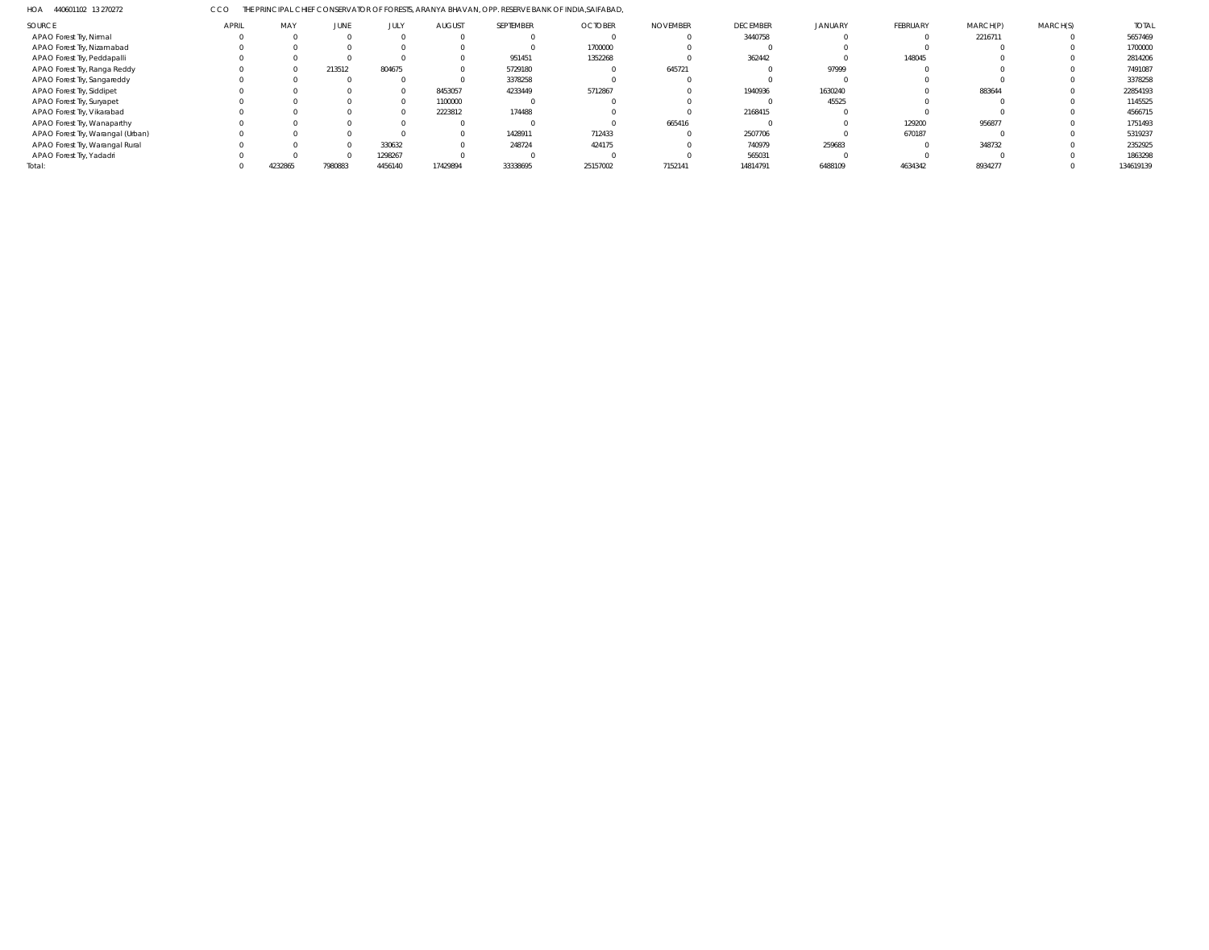HOA 440601102 13 270272 CCO THE PRINCIPAL CHIEF CONSERVATOR OF FORESTS, ARANYA BHAVAN, OPP. RESERVE BANK OF INDIA,SAIFABAD,

| SOURCE | APRIL | MAY | JUNE | JULY | AUGUST | SEPTEMBER | OCTOBER | NOVEMBER | DECEMBER | JANUARY | FEBRUARY | MARCH(P) | MARCH(S) | TOTAL |
|---|---|---|---|---|---|---|---|---|---|---|---|---|---|---|
| APAO Forest Try, Nirmal | 0 | 0 | 0 | 0 | 0 | 0 | 0 | 0 | 3440758 | 0 | 0 | 2216711 | 0 | 5657469 |
| APAO Forest Try, Nizamabad | 0 | 0 | 0 | 0 | 0 | 0 | 1700000 | 0 | 0 | 0 | 0 | 0 | 0 | 1700000 |
| APAO Forest Try, Peddapalli | 0 | 0 | 0 | 0 | 0 | 951451 | 1352268 | 0 | 362442 | 0 | 148045 | 0 | 0 | 2814206 |
| APAO Forest Try, Ranga Reddy | 0 | 0 | 213512 | 804675 | 0 | 5729180 | 0 | 645721 | 0 | 97999 | 0 | 0 | 0 | 7491087 |
| APAO Forest Try, Sangareddy | 0 | 0 | 0 | 0 | 0 | 3378258 | 0 | 0 | 0 | 0 | 0 | 0 | 0 | 3378258 |
| APAO Forest Try, Siddipet | 0 | 0 | 0 | 0 | 8453057 | 4233449 | 5712867 | 0 | 1940936 | 1630240 | 0 | 883644 | 0 | 22854193 |
| APAO Forest Try, Suryapet | 0 | 0 | 0 | 0 | 1100000 | 0 | 0 | 0 | 0 | 45525 | 0 | 0 | 0 | 1145525 |
| APAO Forest Try, Vikarabad | 0 | 0 | 0 | 0 | 2223812 | 174488 | 0 | 0 | 2168415 | 0 | 0 | 0 | 0 | 4566715 |
| APAO Forest Try, Wanaparthy | 0 | 0 | 0 | 0 | 0 | 0 | 0 | 665416 | 0 | 0 | 129200 | 956877 | 0 | 1751493 |
| APAO Forest Try, Warangal (Urban) | 0 | 0 | 0 | 0 | 0 | 1428911 | 712433 | 0 | 2507706 | 0 | 670187 | 0 | 0 | 5319237 |
| APAO Forest Try, Warangal Rural | 0 | 0 | 0 | 330632 | 0 | 248724 | 424175 | 0 | 740979 | 259683 | 0 | 348732 | 0 | 2352925 |
| APAO Forest Try, Yadadri | 0 | 0 | 0 | 1298267 | 0 | 0 | 0 | 0 | 565031 | 0 | 0 | 0 | 0 | 1863298 |
| Total: | 0 | 4232865 | 7980883 | 4456140 | 17429894 | 33338695 | 25157002 | 7152141 | 14814791 | 6488109 | 4634342 | 8934277 | 0 | 134619139 |